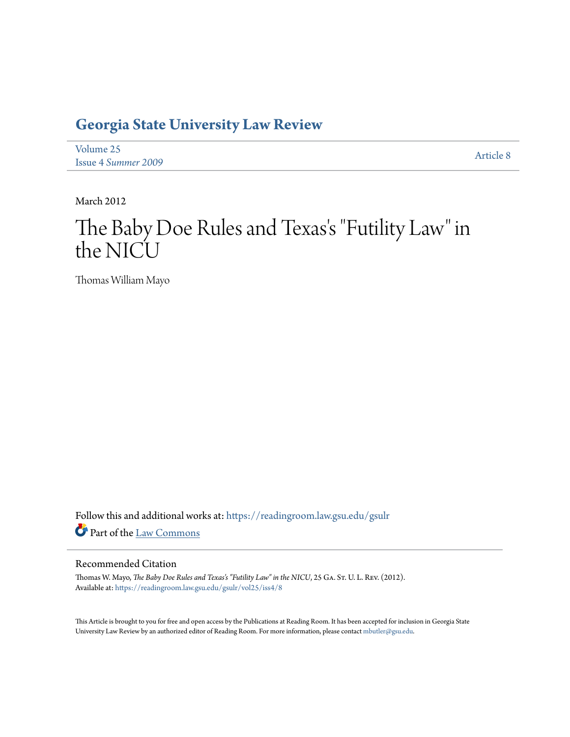# Georgia State University Law Review

Volume 25
Issue 4 *Summer 2009*

Article 8

March 2012

# The Baby Doe Rules and Texas's "Futility Law" in the NICU

Thomas William Mayo

Follow this and additional works at: https://readingroom.law.gsu.edu/gsulr

Part of the Law Commons

## Recommended Citation

Thomas W. Mayo, *The Baby Doe Rules and Texas's "Futility Law" in the NICU*, 25 Ga. St. U. L. Rev. (2012).
Available at: https://readingroom.law.gsu.edu/gsulr/vol25/iss4/8

This Article is brought to you for free and open access by the Publications at Reading Room. It has been accepted for inclusion in Georgia State University Law Review by an authorized editor of Reading Room. For more information, please contact mbutler@gsu.edu.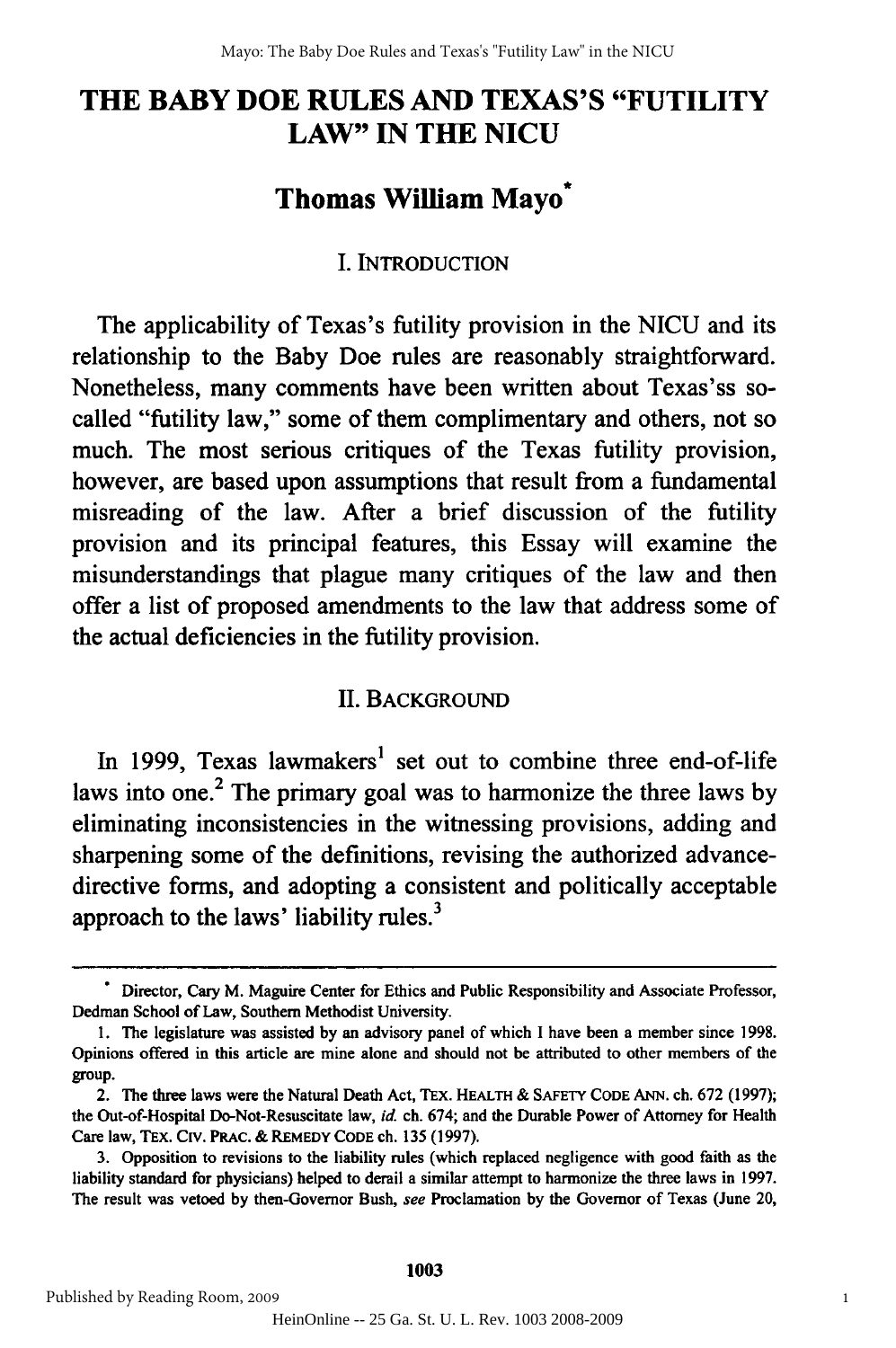# THE BABY DOE RULES AND TEXAS'S "FUTILITY LAW" IN THE NICU

## Thomas William Mayo*

### I. INTRODUCTION

The applicability of Texas's futility provision in the NICU and its relationship to the Baby Doe rules are reasonably straightforward. Nonetheless, many comments have been written about Texas'ss so-called "futility law," some of them complimentary and others, not so much. The most serious critiques of the Texas futility provision, however, are based upon assumptions that result from a fundamental misreading of the law. After a brief discussion of the futility provision and its principal features, this Essay will examine the misunderstandings that plague many critiques of the law and then offer a list of proposed amendments to the law that address some of the actual deficiencies in the futility provision.

### II. BACKGROUND

In 1999, Texas lawmakers[1] set out to combine three end-of-life laws into one.[2] The primary goal was to harmonize the three laws by eliminating inconsistencies in the witnessing provisions, adding and sharpening some of the definitions, revising the authorized advance-directive forms, and adopting a consistent and politically acceptable approach to the laws' liability rules.[3]

---

\* Director, Cary M. Maguire Center for Ethics and Public Responsibility and Associate Professor, Dedman School of Law, Southern Methodist University.

1. The legislature was assisted by an advisory panel of which I have been a member since 1998. Opinions offered in this article are mine alone and should not be attributed to other members of the group.

2. The three laws were the Natural Death Act, TEX. HEALTH & SAFETY CODE ANN. ch. 672 (1997); the Out-of-Hospital Do-Not-Resuscitate law, *id.* ch. 674; and the Durable Power of Attorney for Health Care law, TEX. CIV. PRAC. & REMEDY CODE ch. 135 (1997).

3. Opposition to revisions to the liability rules (which replaced negligence with good faith as the liability standard for physicians) helped to derail a similar attempt to harmonize the three laws in 1997. The result was vetoed by then-Governor Bush, *see* Proclamation by the Governor of Texas (June 20,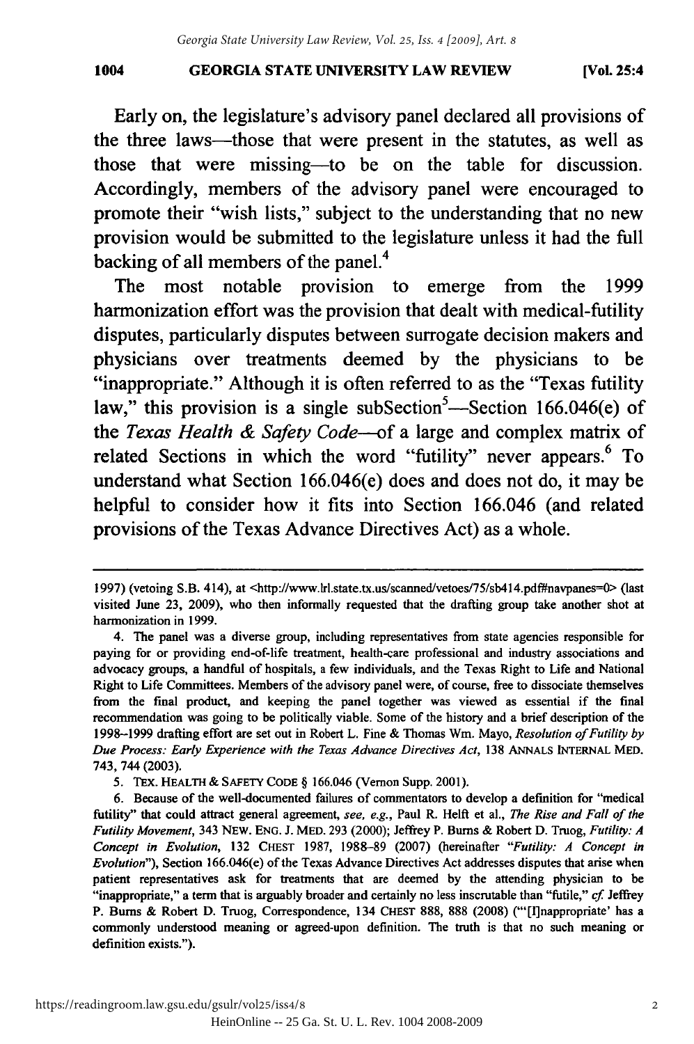Early on, the legislature's advisory panel declared all provisions of the three laws—those that were present in the statutes, as well as those that were missing—to be on the table for discussion. Accordingly, members of the advisory panel were encouraged to promote their "wish lists," subject to the understanding that no new provision would be submitted to the legislature unless it had the full backing of all members of the panel.[4]

The most notable provision to emerge from the 1999 harmonization effort was the provision that dealt with medical-futility disputes, particularly disputes between surrogate decision makers and physicians over treatments deemed by the physicians to be "inappropriate." Although it is often referred to as the "Texas futility law," this provision is a single subSection[5]—Section 166.046(e) of the *Texas Health & Safety Code*—of a large and complex matrix of related Sections in which the word "futility" never appears.[6] To understand what Section 166.046(e) does and does not do, it may be helpful to consider how it fits into Section 166.046 (and related provisions of the Texas Advance Directives Act) as a whole.

---

1997) (vetoing S.B. 414), at <http://www.lrl.state.tx.us/scanned/vetoes/75/sb414.pdf#navpanes=0> (last visited June 23, 2009), who then informally requested that the drafting group take another shot at harmonization in 1999.

4. The panel was a diverse group, including representatives from state agencies responsible for paying for or providing end-of-life treatment, health-care professional and industry associations and advocacy groups, a handful of hospitals, a few individuals, and the Texas Right to Life and National Right to Life Committees. Members of the advisory panel were, of course, free to dissociate themselves from the final product, and keeping the panel together was viewed as essential if the final recommendation was going to be politically viable. Some of the history and a brief description of the 1998–1999 drafting effort are set out in Robert L. Fine & Thomas Wm. Mayo, *Resolution of Futility by Due Process: Early Experience with the Texas Advance Directives Act*, 138 ANNALS INTERNAL MED. 743, 744 (2003).

5. TEX. HEALTH & SAFETY CODE § 166.046 (Vernon Supp. 2001).

6. Because of the well-documented failures of commentators to develop a definition for "medical futility" that could attract general agreement, *see, e.g.*, Paul R. Helft et al., *The Rise and Fall of the Futility Movement*, 343 NEW. ENG. J. MED. 293 (2000); Jeffrey P. Burns & Robert D. Truog, *Futility: A Concept in Evolution*, 132 CHEST 1987, 1988–89 (2007) (hereinafter "*Futility: A Concept in Evolution*"), Section 166.046(e) of the Texas Advance Directives Act addresses disputes that arise when patient representatives ask for treatments that are deemed by the attending physician to be "inappropriate," a term that is arguably broader and certainly no less inscrutable than "futile," *cf.* Jeffrey P. Burns & Robert D. Truog, Correspondence, 134 CHEST 888, 888 (2008) ("'[I]nappropriate' has a commonly understood meaning or agreed-upon definition. The truth is that no such meaning or definition exists.").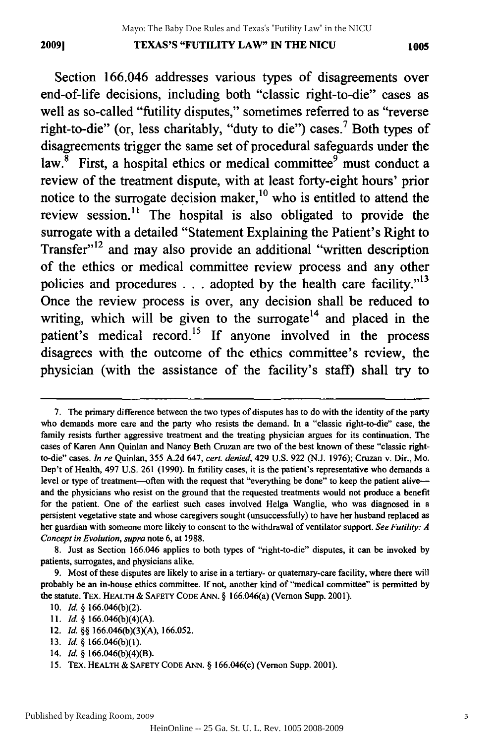Section 166.046 addresses various types of disagreements over end-of-life decisions, including both "classic right-to-die" cases as well as so-called "futility disputes," sometimes referred to as "reverse right-to-die" (or, less charitably, "duty to die") cases.[7] Both types of disagreements trigger the same set of procedural safeguards under the law.[8] First, a hospital ethics or medical committee[9] must conduct a review of the treatment dispute, with at least forty-eight hours' prior notice to the surrogate decision maker,[10] who is entitled to attend the review session.[11] The hospital is also obligated to provide the surrogate with a detailed "Statement Explaining the Patient's Right to Transfer"[12] and may also provide an additional "written description of the ethics or medical committee review process and any other policies and procedures . . . adopted by the health care facility."[13] Once the review process is over, any decision shall be reduced to writing, which will be given to the surrogate[14] and placed in the patient's medical record.[15] If anyone involved in the process disagrees with the outcome of the ethics committee's review, the physician (with the assistance of the facility's staff) shall try to

---

7. The primary difference between the two types of disputes has to do with the identity of the party who demands more care and the party who resists the demand. In a "classic right-to-die" case, the family resists further aggressive treatment and the treating physician argues for its continuation. The cases of Karen Ann Quinlan and Nancy Beth Cruzan are two of the best known of these "classic right-to-die" cases. *In re* Quinlan, 355 A.2d 647, *cert. denied*, 429 U.S. 922 (N.J. 1976); Cruzan v. Dir., Mo. Dep't of Health, 497 U.S. 261 (1990). In futility cases, it is the patient's representative who demands a level or type of treatment—often with the request that "everything be done" to keep the patient alive—and the physicians who resist on the ground that the requested treatments would not produce a benefit for the patient. One of the earliest such cases involved Helga Wanglie, who was diagnosed in a persistent vegetative state and whose caregivers sought (unsuccessfully) to have her husband replaced as her guardian with someone more likely to consent to the withdrawal of ventilator support. *See Futility: A Concept in Evolution*, *supra* note 6, at 1988.

8. Just as Section 166.046 applies to both types of "right-to-die" disputes, it can be invoked by patients, surrogates, and physicians alike.

9. Most of these disputes are likely to arise in a tertiary- or quaternary-care facility, where there will probably be an in-house ethics committee. If not, another kind of "medical committee" is permitted by the statute. TEX. HEALTH & SAFETY CODE ANN. § 166.046(a) (Vernon Supp. 2001).

10. *Id.* § 166.046(b)(2).

11. *Id.* § 166.046(b)(4)(A).

12. *Id.* §§ 166.046(b)(3)(A), 166.052.

13. *Id.* § 166.046(b)(1).

14. *Id.* § 166.046(b)(4)(B).

15. TEX. HEALTH & SAFETY CODE ANN. § 166.046(c) (Vernon Supp. 2001).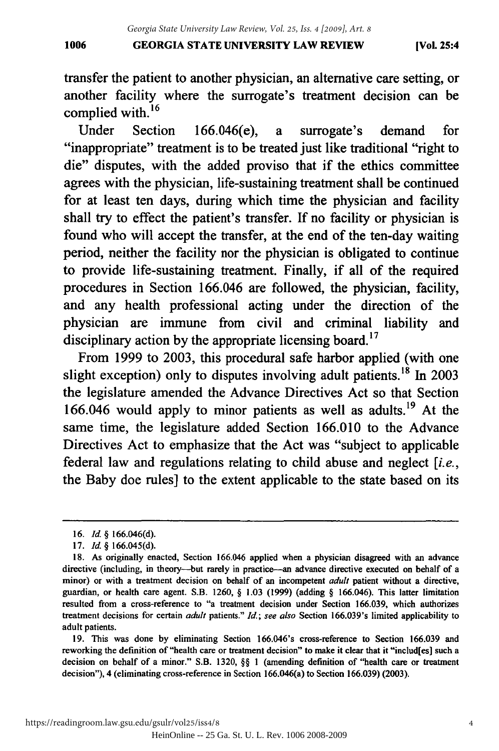transfer the patient to another physician, an alternative care setting, or another facility where the surrogate's treatment decision can be complied with.[16]

Under Section 166.046(e), a surrogate's demand for "inappropriate" treatment is to be treated just like traditional "right to die" disputes, with the added proviso that if the ethics committee agrees with the physician, life-sustaining treatment shall be continued for at least ten days, during which time the physician and facility shall try to effect the patient's transfer. If no facility or physician is found who will accept the transfer, at the end of the ten-day waiting period, neither the facility nor the physician is obligated to continue to provide life-sustaining treatment. Finally, if all of the required procedures in Section 166.046 are followed, the physician, facility, and any health professional acting under the direction of the physician are immune from civil and criminal liability and disciplinary action by the appropriate licensing board.[17]

From 1999 to 2003, this procedural safe harbor applied (with one slight exception) only to disputes involving adult patients.[18] In 2003 the legislature amended the Advance Directives Act so that Section 166.046 would apply to minor patients as well as adults.[19] At the same time, the legislature added Section 166.010 to the Advance Directives Act to emphasize that the Act was "subject to applicable federal law and regulations relating to child abuse and neglect [*i.e.*, the Baby doe rules] to the extent applicable to the state based on its

---

16. *Id.* § 166.046(d).

17. *Id.* § 166.045(d).

18. As originally enacted, Section 166.046 applied when a physician disagreed with an advance directive (including, in theory—but rarely in practice—an advance directive executed on behalf of a minor) or with a treatment decision on behalf of an incompetent *adult* patient without a directive, guardian, or health care agent. S.B. 1260, § 1.03 (1999) (adding § 166.046). This latter limitation resulted from a cross-reference to "a treatment decision under Section 166.039, which authorizes treatment decisions for certain *adult* patients." *Id.*; *see also* Section 166.039's limited applicability to adult patients.

19. This was done by eliminating Section 166.046's cross-reference to Section 166.039 and reworking the definition of "health care or treatment decision" to make it clear that it "includ[es] such a decision on behalf of a minor." S.B. 1320, §§ 1 (amending definition of "health care or treatment decision"), 4 (eliminating cross-reference in Section 166.046(a) to Section 166.039) (2003).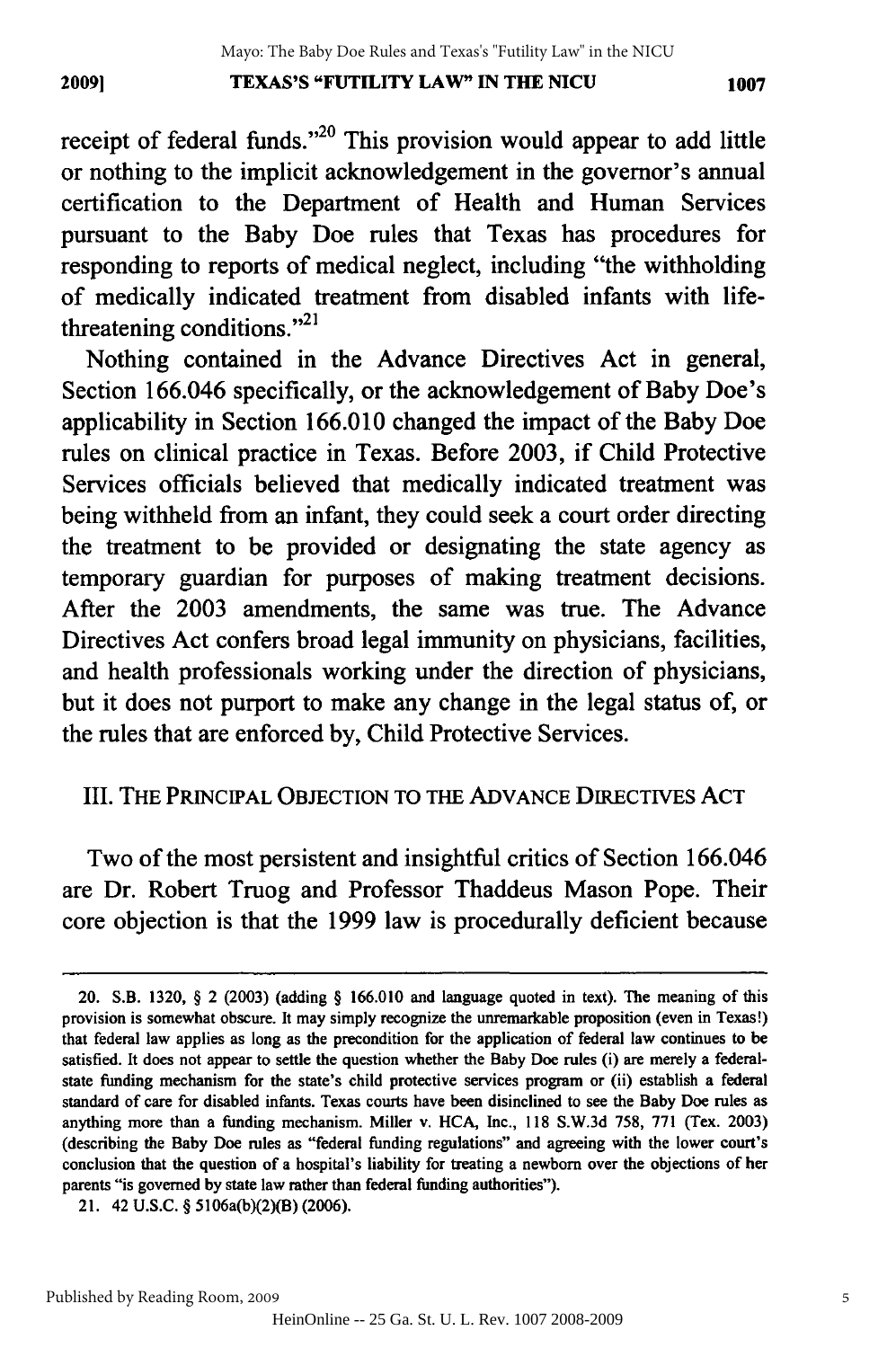receipt of federal funds."[20] This provision would appear to add little or nothing to the implicit acknowledgement in the governor's annual certification to the Department of Health and Human Services pursuant to the Baby Doe rules that Texas has procedures for responding to reports of medical neglect, including "the withholding of medically indicated treatment from disabled infants with life-threatening conditions."[21]

Nothing contained in the Advance Directives Act in general, Section 166.046 specifically, or the acknowledgement of Baby Doe's applicability in Section 166.010 changed the impact of the Baby Doe rules on clinical practice in Texas. Before 2003, if Child Protective Services officials believed that medically indicated treatment was being withheld from an infant, they could seek a court order directing the treatment to be provided or designating the state agency as temporary guardian for purposes of making treatment decisions. After the 2003 amendments, the same was true. The Advance Directives Act confers broad legal immunity on physicians, facilities, and health professionals working under the direction of physicians, but it does not purport to make any change in the legal status of, or the rules that are enforced by, Child Protective Services.

## III. THE PRINCIPAL OBJECTION TO THE ADVANCE DIRECTIVES ACT

Two of the most persistent and insightful critics of Section 166.046 are Dr. Robert Truog and Professor Thaddeus Mason Pope. Their core objection is that the 1999 law is procedurally deficient because

---

20. S.B. 1320, § 2 (2003) (adding § 166.010 and language quoted in text). The meaning of this provision is somewhat obscure. It may simply recognize the unremarkable proposition (even in Texas!) that federal law applies as long as the precondition for the application of federal law continues to be satisfied. It does not appear to settle the question whether the Baby Doe rules (i) are merely a federal-state funding mechanism for the state's child protective services program or (ii) establish a federal standard of care for disabled infants. Texas courts have been disinclined to see the Baby Doe rules as anything more than a funding mechanism. Miller v. HCA, Inc., 118 S.W.3d 758, 771 (Tex. 2003) (describing the Baby Doe rules as "federal funding regulations" and agreeing with the lower court's conclusion that the question of a hospital's liability for treating a newborn over the objections of her parents "is governed by state law rather than federal funding authorities").

21. 42 U.S.C. § 5106a(b)(2)(B) (2006).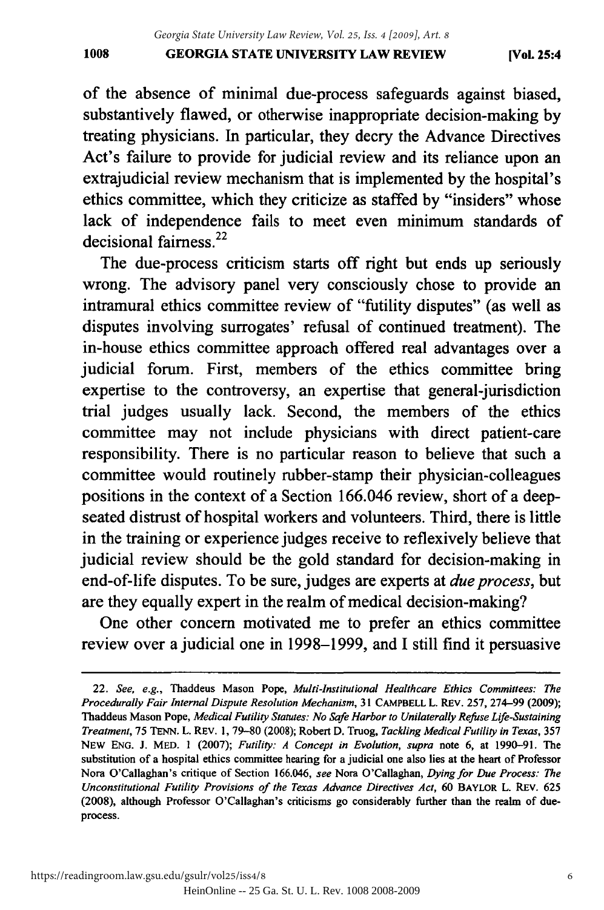of the absence of minimal due-process safeguards against biased, substantively flawed, or otherwise inappropriate decision-making by treating physicians. In particular, they decry the Advance Directives Act's failure to provide for judicial review and its reliance upon an extrajudicial review mechanism that is implemented by the hospital's ethics committee, which they criticize as staffed by "insiders" whose lack of independence fails to meet even minimum standards of decisional fairness.[22]

The due-process criticism starts off right but ends up seriously wrong. The advisory panel very consciously chose to provide an intramural ethics committee review of "futility disputes" (as well as disputes involving surrogates' refusal of continued treatment). The in-house ethics committee approach offered real advantages over a judicial forum. First, members of the ethics committee bring expertise to the controversy, an expertise that general-jurisdiction trial judges usually lack. Second, the members of the ethics committee may not include physicians with direct patient-care responsibility. There is no particular reason to believe that such a committee would routinely rubber-stamp their physician-colleagues positions in the context of a Section 166.046 review, short of a deep-seated distrust of hospital workers and volunteers. Third, there is little in the training or experience judges receive to reflexively believe that judicial review should be the gold standard for decision-making in end-of-life disputes. To be sure, judges are experts at *due process*, but are they equally expert in the realm of medical decision-making?

One other concern motivated me to prefer an ethics committee review over a judicial one in 1998–1999, and I still find it persuasive

---

22. *See, e.g.*, Thaddeus Mason Pope, *Multi-Institutional Healthcare Ethics Committees: The Procedurally Fair Internal Dispute Resolution Mechanism*, 31 CAMPBELL L. REV. 257, 274–99 (2009); Thaddeus Mason Pope, *Medical Futility Statutes: No Safe Harbor to Unilaterally Refuse Life-Sustaining Treatment*, 75 TENN. L. REV. 1, 79–80 (2008); Robert D. Truog, *Tackling Medical Futility in Texas*, 357 NEW ENG. J. MED. 1 (2007); *Futility: A Concept in Evolution*, *supra* note 6, at 1990–91. The substitution of a hospital ethics committee hearing for a judicial one also lies at the heart of Professor Nora O'Callaghan's critique of Section 166.046, *see* Nora O'Callaghan, *Dying for Due Process: The Unconstitutional Futility Provisions of the Texas Advance Directives Act*, 60 BAYLOR L. REV. 625 (2008), although Professor O'Callaghan's criticisms go considerably further than the realm of due-process.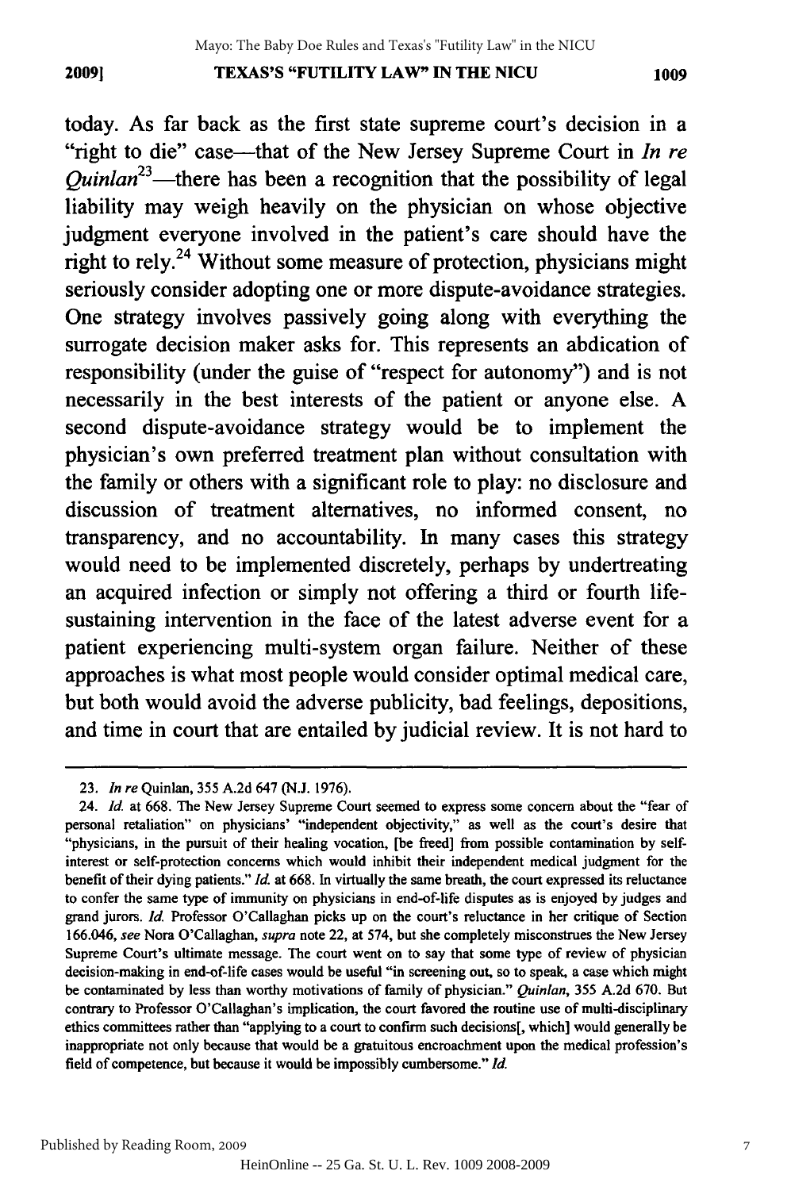today. As far back as the first state supreme court's decision in a "right to die" case—that of the New Jersey Supreme Court in *In re Quinlan*[23]—there has been a recognition that the possibility of legal liability may weigh heavily on the physician on whose objective judgment everyone involved in the patient's care should have the right to rely.[24] Without some measure of protection, physicians might seriously consider adopting one or more dispute-avoidance strategies. One strategy involves passively going along with everything the surrogate decision maker asks for. This represents an abdication of responsibility (under the guise of "respect for autonomy") and is not necessarily in the best interests of the patient or anyone else. A second dispute-avoidance strategy would be to implement the physician's own preferred treatment plan without consultation with the family or others with a significant role to play: no disclosure and discussion of treatment alternatives, no informed consent, no transparency, and no accountability. In many cases this strategy would need to be implemented discretely, perhaps by undertreating an acquired infection or simply not offering a third or fourth life-sustaining intervention in the face of the latest adverse event for a patient experiencing multi-system organ failure. Neither of these approaches is what most people would consider optimal medical care, but both would avoid the adverse publicity, bad feelings, depositions, and time in court that are entailed by judicial review. It is not hard to

---

23. *In re* Quinlan, 355 A.2d 647 (N.J. 1976).

24. *Id.* at 668. The New Jersey Supreme Court seemed to express some concern about the "fear of personal retaliation" on physicians' "independent objectivity," as well as the court's desire that "physicians, in the pursuit of their healing vocation, [be freed] from possible contamination by self-interest or self-protection concerns which would inhibit their independent medical judgment for the benefit of their dying patients." *Id.* at 668. In virtually the same breath, the court expressed its reluctance to confer the same type of immunity on physicians in end-of-life disputes as is enjoyed by judges and grand jurors. *Id.* Professor O'Callaghan picks up on the court's reluctance in her critique of Section 166.046, *see* Nora O'Callaghan, *supra* note 22, at 574, but she completely misconstrues the New Jersey Supreme Court's ultimate message. The court went on to say that some type of review of physician decision-making in end-of-life cases would be useful "in screening out, so to speak, a case which might be contaminated by less than worthy motivations of family of physician." *Quinlan*, 355 A.2d 670. But contrary to Professor O'Callaghan's implication, the court favored the routine use of multi-disciplinary ethics committees rather than "applying to a court to confirm such decisions[, which] would generally be inappropriate not only because that would be a gratuitous encroachment upon the medical profession's field of competence, but because it would be impossibly cumbersome." *Id.*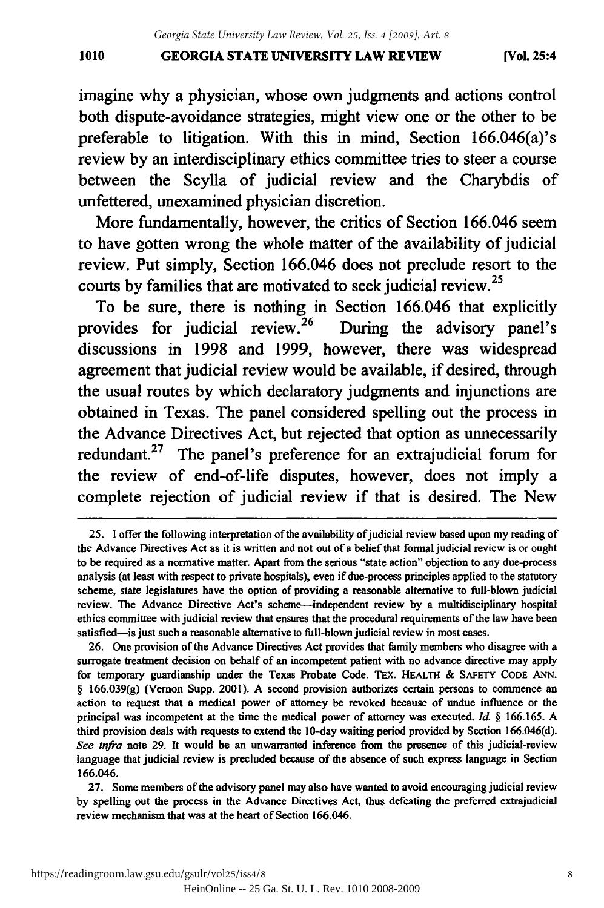imagine why a physician, whose own judgments and actions control both dispute-avoidance strategies, might view one or the other to be preferable to litigation. With this in mind, Section 166.046(a)'s review by an interdisciplinary ethics committee tries to steer a course between the Scylla of judicial review and the Charybdis of unfettered, unexamined physician discretion.

More fundamentally, however, the critics of Section 166.046 seem to have gotten wrong the whole matter of the availability of judicial review. Put simply, Section 166.046 does not preclude resort to the courts by families that are motivated to seek judicial review.[25]

To be sure, there is nothing in Section 166.046 that explicitly provides for judicial review.[26] During the advisory panel's discussions in 1998 and 1999, however, there was widespread agreement that judicial review would be available, if desired, through the usual routes by which declaratory judgments and injunctions are obtained in Texas. The panel considered spelling out the process in the Advance Directives Act, but rejected that option as unnecessarily redundant.[27] The panel's preference for an extrajudicial forum for the review of end-of-life disputes, however, does not imply a complete rejection of judicial review if that is desired. The New

---

25. I offer the following interpretation of the availability of judicial review based upon my reading of the Advance Directives Act as it is written and not out of a belief that formal judicial review is or ought to be required as a normative matter. Apart from the serious "state action" objection to any due-process analysis (at least with respect to private hospitals), even if due-process principles applied to the statutory scheme, state legislatures have the option of providing a reasonable alternative to full-blown judicial review. The Advance Directive Act's scheme—independent review by a multidisciplinary hospital ethics committee with judicial review that ensures that the procedural requirements of the law have been satisfied—is just such a reasonable alternative to full-blown judicial review in most cases.

26. One provision of the Advance Directives Act provides that family members who disagree with a surrogate treatment decision on behalf of an incompetent patient with no advance directive may apply for temporary guardianship under the Texas Probate Code. TEX. HEALTH & SAFETY CODE ANN. § 166.039(g) (Vernon Supp. 2001). A second provision authorizes certain persons to commence an action to request that a medical power of attorney be revoked because of undue influence or the principal was incompetent at the time the medical power of attorney was executed. *Id.* § 166.165. A third provision deals with requests to extend the 10-day waiting period provided by Section 166.046(d). *See infra* note 29. It would be an unwarranted inference from the presence of this judicial-review language that judicial review is precluded because of the absence of such express language in Section 166.046.

27. Some members of the advisory panel may also have wanted to avoid encouraging judicial review by spelling out the process in the Advance Directives Act, thus defeating the preferred extrajudicial review mechanism that was at the heart of Section 166.046.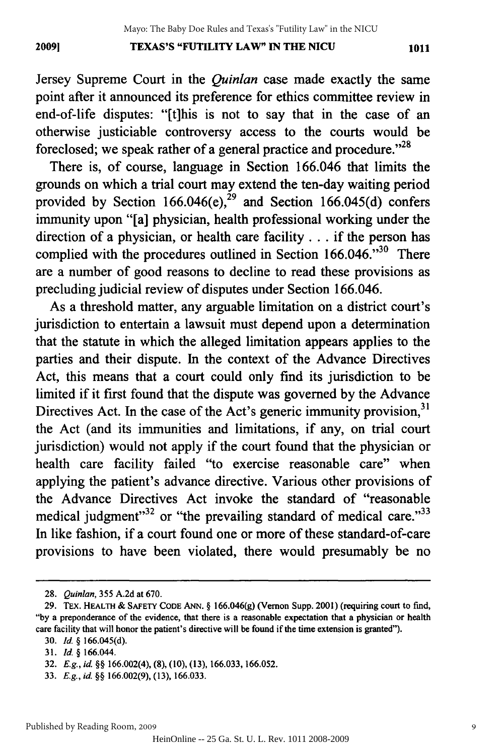Jersey Supreme Court in the *Quinlan* case made exactly the same point after it announced its preference for ethics committee review in end-of-life disputes: "[t]his is not to say that in the case of an otherwise justiciable controversy access to the courts would be foreclosed; we speak rather of a general practice and procedure."[28]

There is, of course, language in Section 166.046 that limits the grounds on which a trial court may extend the ten-day waiting period provided by Section 166.046(e),[29] and Section 166.045(d) confers immunity upon "[a] physician, health professional working under the direction of a physician, or health care facility . . . if the person has complied with the procedures outlined in Section 166.046."[30] There are a number of good reasons to decline to read these provisions as precluding judicial review of disputes under Section 166.046.

As a threshold matter, any arguable limitation on a district court's jurisdiction to entertain a lawsuit must depend upon a determination that the statute in which the alleged limitation appears applies to the parties and their dispute. In the context of the Advance Directives Act, this means that a court could only find its jurisdiction to be limited if it first found that the dispute was governed by the Advance Directives Act. In the case of the Act's generic immunity provision,[31] the Act (and its immunities and limitations, if any, on trial court jurisdiction) would not apply if the court found that the physician or health care facility failed "to exercise reasonable care" when applying the patient's advance directive. Various other provisions of the Advance Directives Act invoke the standard of "reasonable medical judgment"[32] or "the prevailing standard of medical care."[33] In like fashion, if a court found one or more of these standard-of-care provisions to have been violated, there would presumably be no

---

28. *Quinlan*, 355 A.2d at 670.

29. TEX. HEALTH & SAFETY CODE ANN. § 166.046(g) (Vernon Supp. 2001) (requiring court to find, "by a preponderance of the evidence, that there is a reasonable expectation that a physician or health care facility that will honor the patient's directive will be found if the time extension is granted").

30. *Id.* § 166.045(d).

31. *Id.* § 166.044.

32. *E.g.*, *id.* §§ 166.002(4), (8), (10), (13), 166.033, 166.052.

33. *E.g.*, *id.* §§ 166.002(9), (13), 166.033.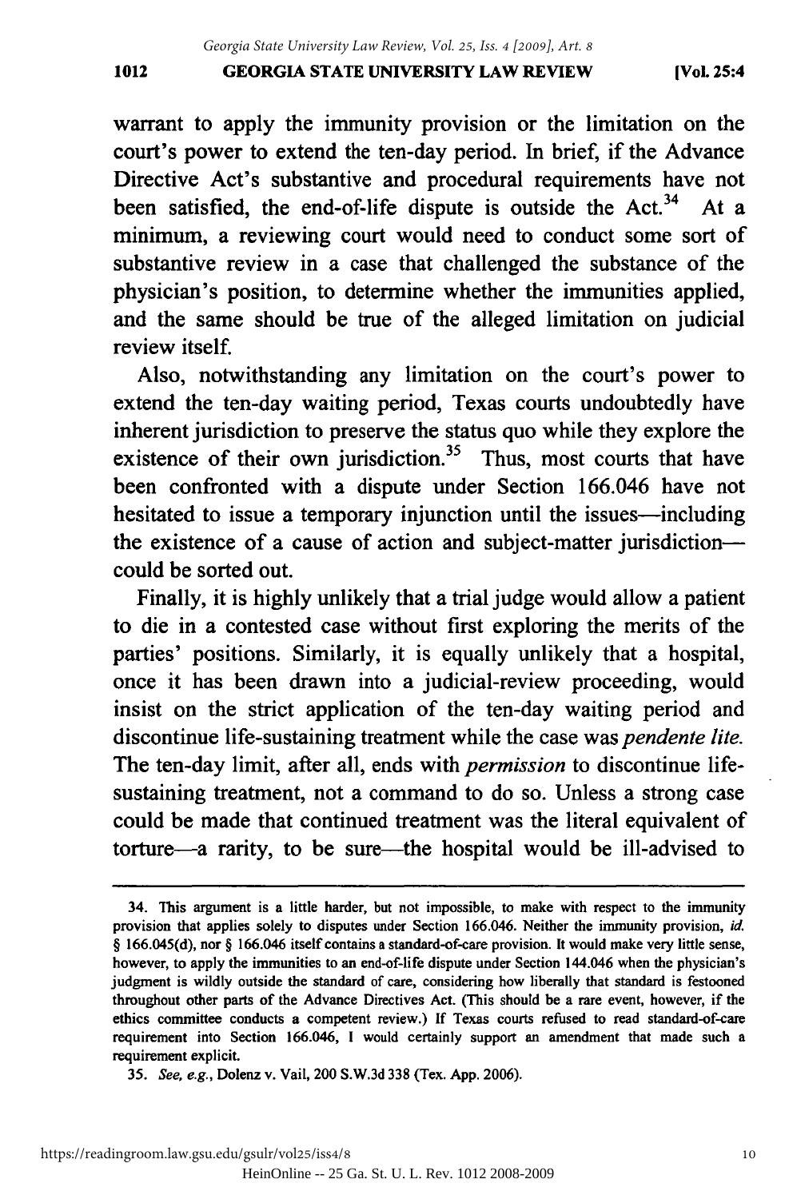warrant to apply the immunity provision or the limitation on the court's power to extend the ten-day period. In brief, if the Advance Directive Act's substantive and procedural requirements have not been satisfied, the end-of-life dispute is outside the Act.[34] At a minimum, a reviewing court would need to conduct some sort of substantive review in a case that challenged the substance of the physician's position, to determine whether the immunities applied, and the same should be true of the alleged limitation on judicial review itself.

Also, notwithstanding any limitation on the court's power to extend the ten-day waiting period, Texas courts undoubtedly have inherent jurisdiction to preserve the status quo while they explore the existence of their own jurisdiction.[35] Thus, most courts that have been confronted with a dispute under Section 166.046 have not hesitated to issue a temporary injunction until the issues—including the existence of a cause of action and subject-matter jurisdiction—could be sorted out.

Finally, it is highly unlikely that a trial judge would allow a patient to die in a contested case without first exploring the merits of the parties' positions. Similarly, it is equally unlikely that a hospital, once it has been drawn into a judicial-review proceeding, would insist on the strict application of the ten-day waiting period and discontinue life-sustaining treatment while the case was *pendente lite.* The ten-day limit, after all, ends with *permission* to discontinue life-sustaining treatment, not a command to do so. Unless a strong case could be made that continued treatment was the literal equivalent of torture—a rarity, to be sure—the hospital would be ill-advised to

---

34. This argument is a little harder, but not impossible, to make with respect to the immunity provision that applies solely to disputes under Section 166.046. Neither the immunity provision, *id.* § 166.045(d), nor § 166.046 itself contains a standard-of-care provision. It would make very little sense, however, to apply the immunities to an end-of-life dispute under Section 144.046 when the physician's judgment is wildly outside the standard of care, considering how liberally that standard is festooned throughout other parts of the Advance Directives Act. (This should be a rare event, however, if the ethics committee conducts a competent review.) If Texas courts refused to read standard-of-care requirement into Section 166.046, I would certainly support an amendment that made such a requirement explicit.

35. *See, e.g.*, Dolenz v. Vail, 200 S.W.3d 338 (Tex. App. 2006).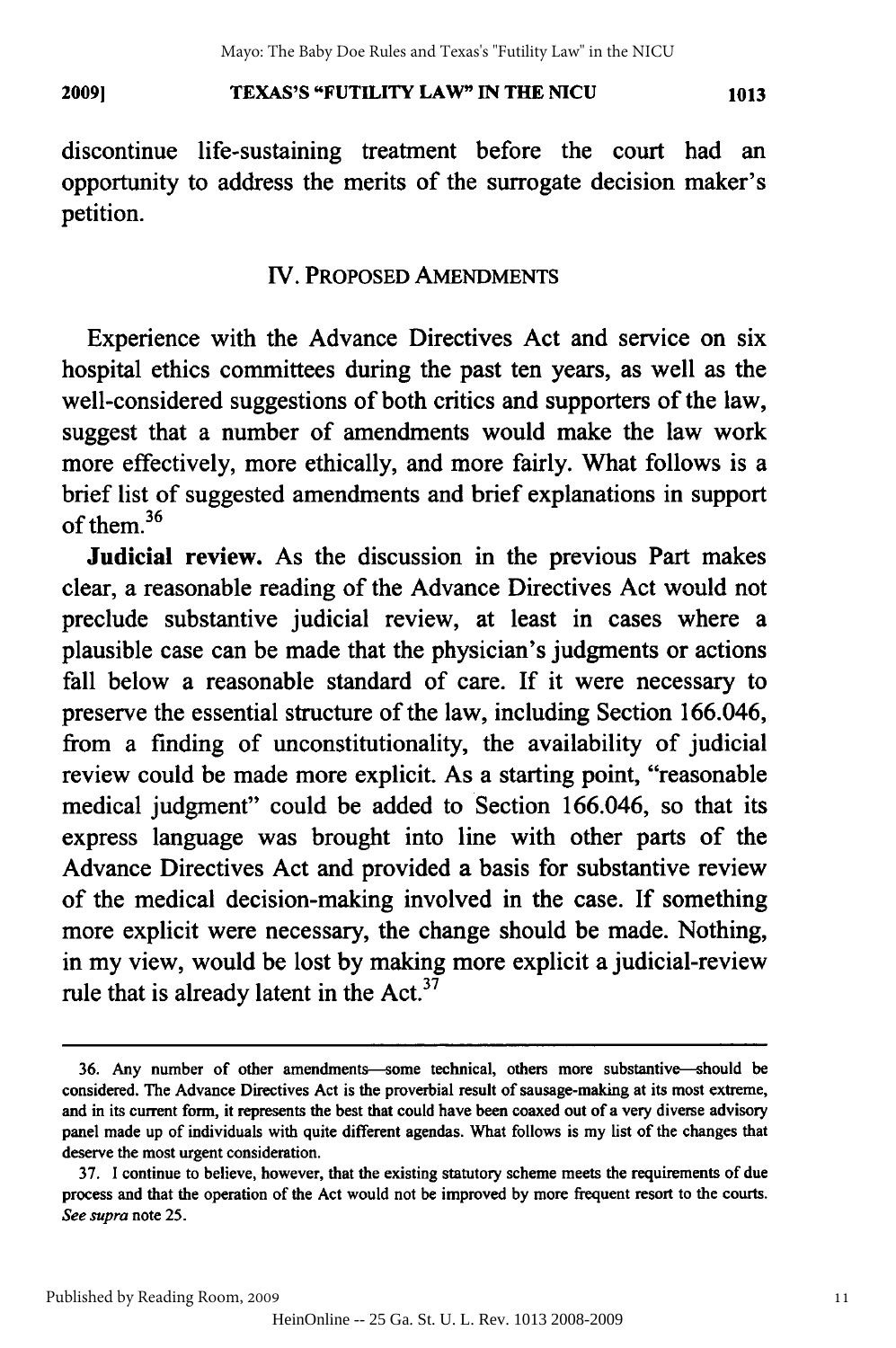discontinue life-sustaining treatment before the court had an opportunity to address the merits of the surrogate decision maker's petition.

## IV. PROPOSED AMENDMENTS

Experience with the Advance Directives Act and service on six hospital ethics committees during the past ten years, as well as the well-considered suggestions of both critics and supporters of the law, suggest that a number of amendments would make the law work more effectively, more ethically, and more fairly. What follows is a brief list of suggested amendments and brief explanations in support of them.[36]

**Judicial review.** As the discussion in the previous Part makes clear, a reasonable reading of the Advance Directives Act would not preclude substantive judicial review, at least in cases where a plausible case can be made that the physician's judgments or actions fall below a reasonable standard of care. If it were necessary to preserve the essential structure of the law, including Section 166.046, from a finding of unconstitutionality, the availability of judicial review could be made more explicit. As a starting point, "reasonable medical judgment" could be added to Section 166.046, so that its express language was brought into line with other parts of the Advance Directives Act and provided a basis for substantive review of the medical decision-making involved in the case. If something more explicit were necessary, the change should be made. Nothing, in my view, would be lost by making more explicit a judicial-review rule that is already latent in the Act.[37]

---

36. Any number of other amendments—some technical, others more substantive—should be considered. The Advance Directives Act is the proverbial result of sausage-making at its most extreme, and in its current form, it represents the best that could have been coaxed out of a very diverse advisory panel made up of individuals with quite different agendas. What follows is my list of the changes that deserve the most urgent consideration.

37. I continue to believe, however, that the existing statutory scheme meets the requirements of due process and that the operation of the Act would not be improved by more frequent resort to the courts. *See supra* note 25.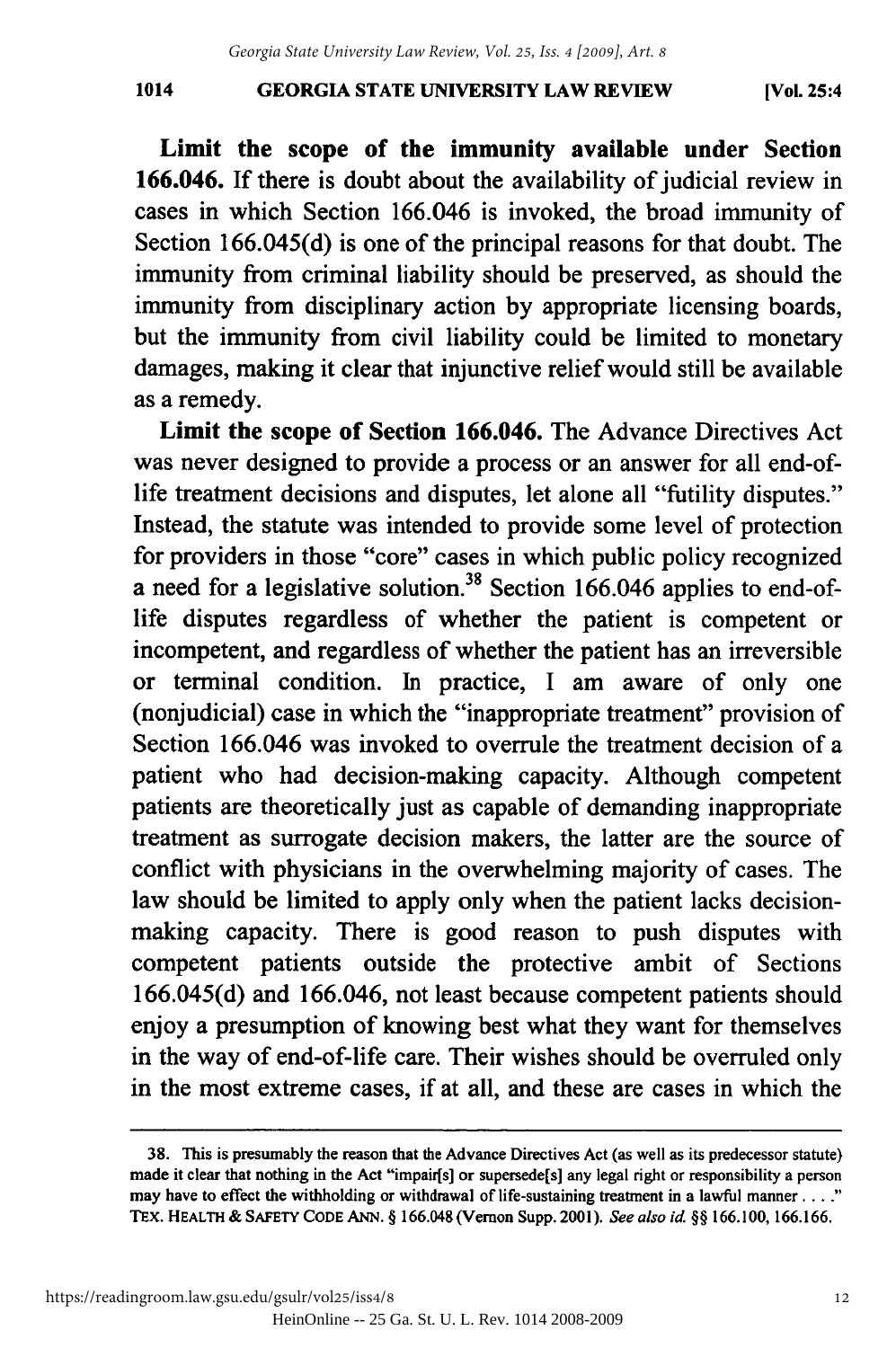**Limit the scope of the immunity available under Section 166.046.** If there is doubt about the availability of judicial review in cases in which Section 166.046 is invoked, the broad immunity of Section 166.045(d) is one of the principal reasons for that doubt. The immunity from criminal liability should be preserved, as should the immunity from disciplinary action by appropriate licensing boards, but the immunity from civil liability could be limited to monetary damages, making it clear that injunctive relief would still be available as a remedy.

**Limit the scope of Section 166.046.** The Advance Directives Act was never designed to provide a process or an answer for all end-of-life treatment decisions and disputes, let alone all "futility disputes." Instead, the statute was intended to provide some level of protection for providers in those "core" cases in which public policy recognized a need for a legislative solution.[38] Section 166.046 applies to end-of-life disputes regardless of whether the patient is competent or incompetent, and regardless of whether the patient has an irreversible or terminal condition. In practice, I am aware of only one (nonjudicial) case in which the "inappropriate treatment" provision of Section 166.046 was invoked to overrule the treatment decision of a patient who had decision-making capacity. Although competent patients are theoretically just as capable of demanding inappropriate treatment as surrogate decision makers, the latter are the source of conflict with physicians in the overwhelming majority of cases. The law should be limited to apply only when the patient lacks decision-making capacity. There is good reason to push disputes with competent patients outside the protective ambit of Sections 166.045(d) and 166.046, not least because competent patients should enjoy a presumption of knowing best what they want for themselves in the way of end-of-life care. Their wishes should be overruled only in the most extreme cases, if at all, and these are cases in which the

---

38. This is presumably the reason that the Advance Directives Act (as well as its predecessor statute) made it clear that nothing in the Act "impair[s] or supersede[s] any legal right or responsibility a person may have to effect the withholding or withdrawal of life-sustaining treatment in a lawful manner . . . ." TEX. HEALTH & SAFETY CODE ANN. § 166.048 (Vernon Supp. 2001). *See also id.* §§ 166.100, 166.166.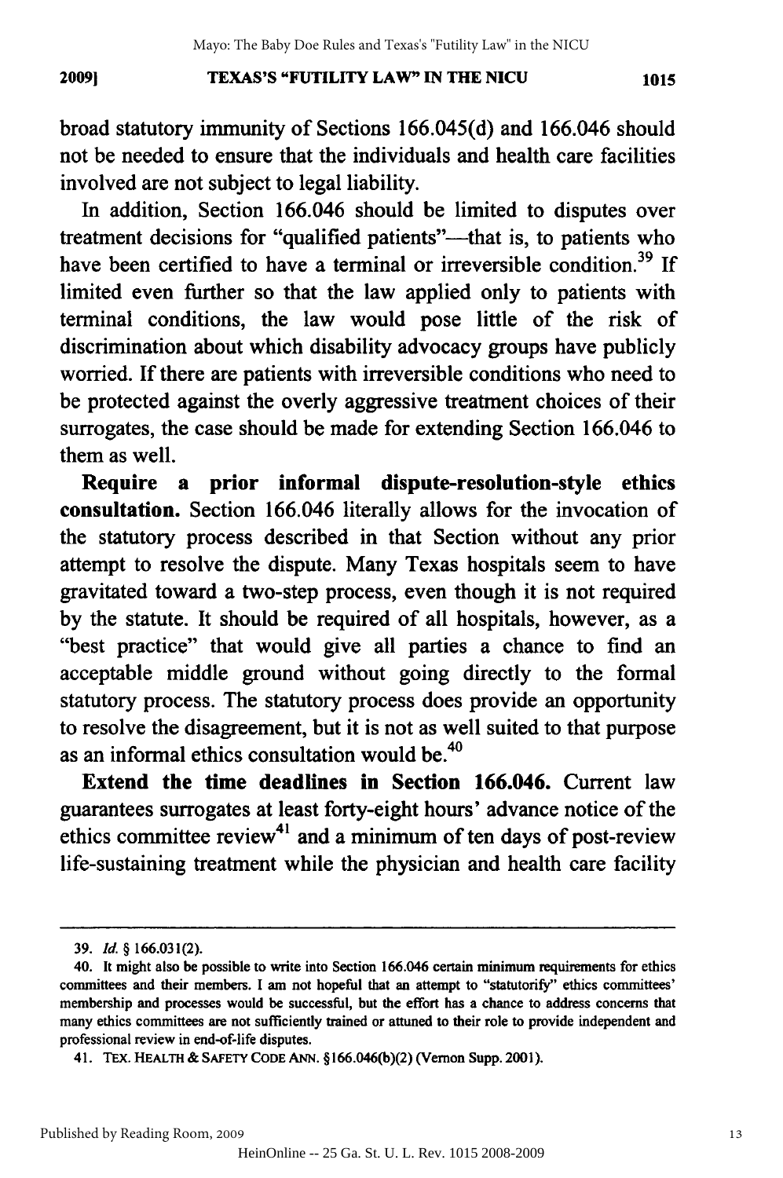broad statutory immunity of Sections 166.045(d) and 166.046 should not be needed to ensure that the individuals and health care facilities involved are not subject to legal liability.

In addition, Section 166.046 should be limited to disputes over treatment decisions for "qualified patients"—that is, to patients who have been certified to have a terminal or irreversible condition.[39] If limited even further so that the law applied only to patients with terminal conditions, the law would pose little of the risk of discrimination about which disability advocacy groups have publicly worried. If there are patients with irreversible conditions who need to be protected against the overly aggressive treatment choices of their surrogates, the case should be made for extending Section 166.046 to them as well.

**Require a prior informal dispute-resolution-style ethics consultation.** Section 166.046 literally allows for the invocation of the statutory process described in that Section without any prior attempt to resolve the dispute. Many Texas hospitals seem to have gravitated toward a two-step process, even though it is not required by the statute. It should be required of all hospitals, however, as a "best practice" that would give all parties a chance to find an acceptable middle ground without going directly to the formal statutory process. The statutory process does provide an opportunity to resolve the disagreement, but it is not as well suited to that purpose as an informal ethics consultation would be.[40]

**Extend the time deadlines in Section 166.046.** Current law guarantees surrogates at least forty-eight hours' advance notice of the ethics committee review[41] and a minimum of ten days of post-review life-sustaining treatment while the physician and health care facility

---

39. *Id.* § 166.031(2).

40. It might also be possible to write into Section 166.046 certain minimum requirements for ethics committees and their members. I am not hopeful that an attempt to "statutorify" ethics committees' membership and processes would be successful, but the effort has a chance to address concerns that many ethics committees are not sufficiently trained or attuned to their role to provide independent and professional review in end-of-life disputes.

41. TEX. HEALTH & SAFETY CODE ANN. §166.046(b)(2) (Vernon Supp. 2001).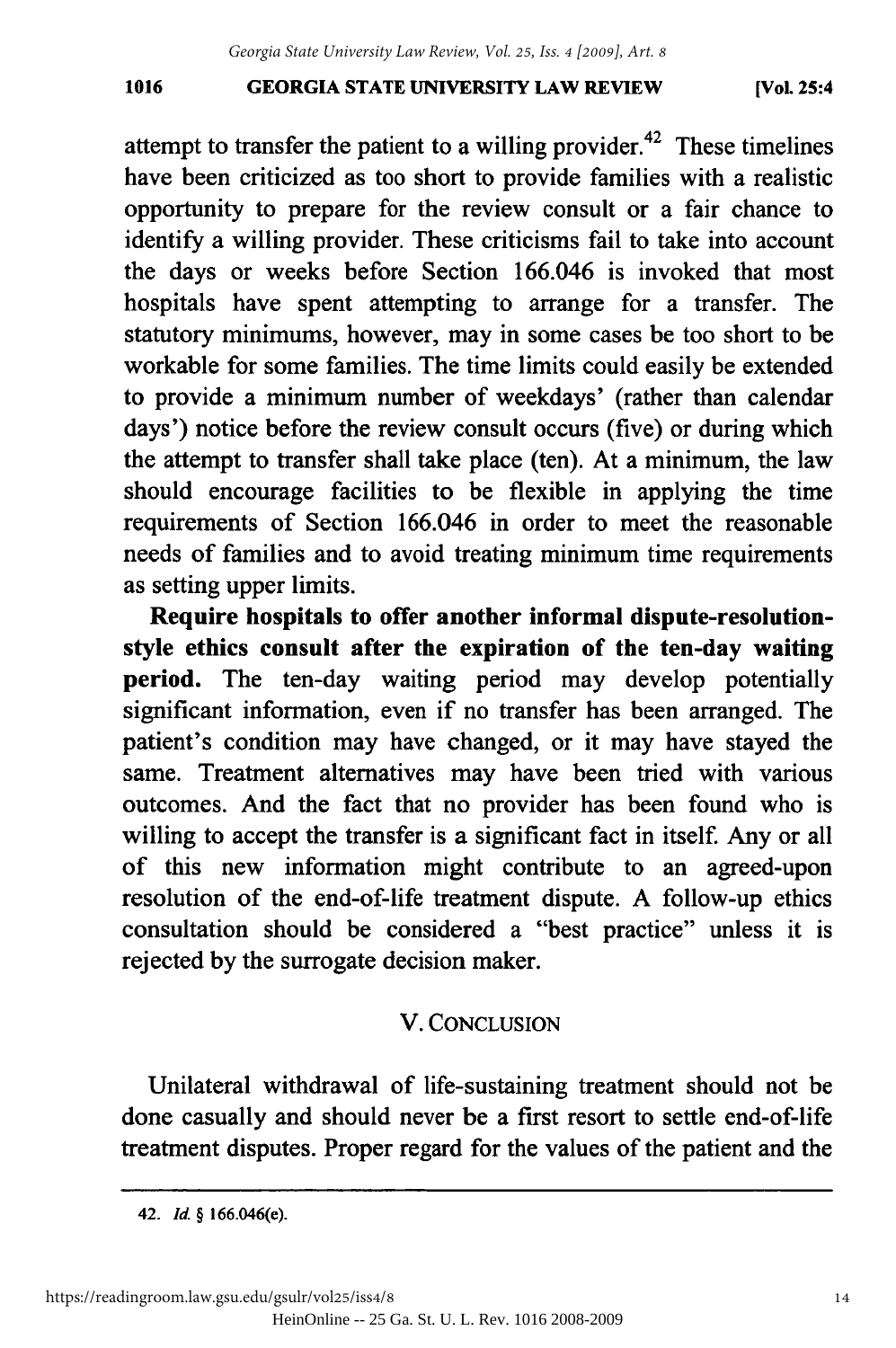attempt to transfer the patient to a willing provider.[42] These timelines have been criticized as too short to provide families with a realistic opportunity to prepare for the review consult or a fair chance to identify a willing provider. These criticisms fail to take into account the days or weeks before Section 166.046 is invoked that most hospitals have spent attempting to arrange for a transfer. The statutory minimums, however, may in some cases be too short to be workable for some families. The time limits could easily be extended to provide a minimum number of weekdays' (rather than calendar days') notice before the review consult occurs (five) or during which the attempt to transfer shall take place (ten). At a minimum, the law should encourage facilities to be flexible in applying the time requirements of Section 166.046 in order to meet the reasonable needs of families and to avoid treating minimum time requirements as setting upper limits.

**Require hospitals to offer another informal dispute-resolution-style ethics consult after the expiration of the ten-day waiting period.** The ten-day waiting period may develop potentially significant information, even if no transfer has been arranged. The patient's condition may have changed, or it may have stayed the same. Treatment alternatives may have been tried with various outcomes. And the fact that no provider has been found who is willing to accept the transfer is a significant fact in itself. Any or all of this new information might contribute to an agreed-upon resolution of the end-of-life treatment dispute. A follow-up ethics consultation should be considered a "best practice" unless it is rejected by the surrogate decision maker.

## V. CONCLUSION

Unilateral withdrawal of life-sustaining treatment should not be done casually and should never be a first resort to settle end-of-life treatment disputes. Proper regard for the values of the patient and the

---

42. *Id.* § 166.046(e).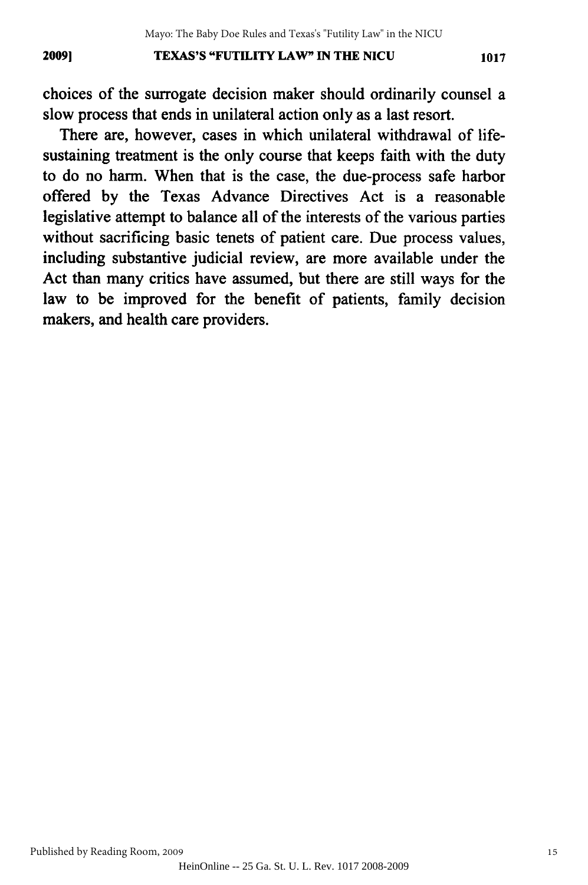choices of the surrogate decision maker should ordinarily counsel a slow process that ends in unilateral action only as a last resort.

There are, however, cases in which unilateral withdrawal of life-sustaining treatment is the only course that keeps faith with the duty to do no harm. When that is the case, the due-process safe harbor offered by the Texas Advance Directives Act is a reasonable legislative attempt to balance all of the interests of the various parties without sacrificing basic tenets of patient care. Due process values, including substantive judicial review, are more available under the Act than many critics have assumed, but there are still ways for the law to be improved for the benefit of patients, family decision makers, and health care providers.